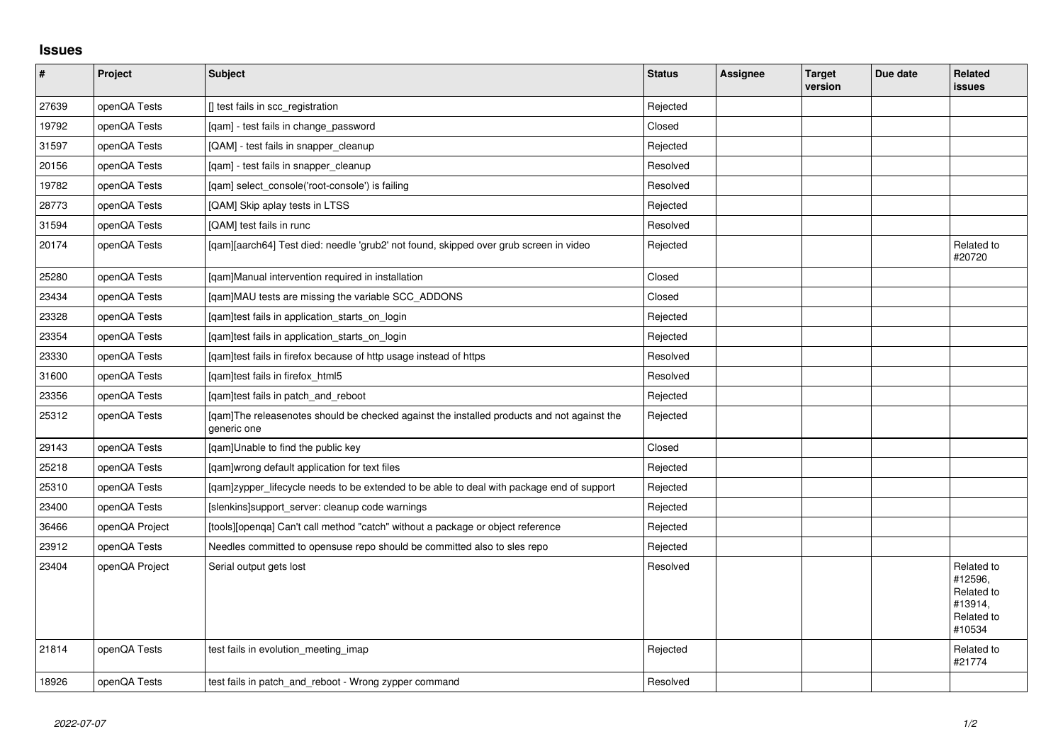## Issues

| # | Project | Subject | Status | Assignee | Target version | Due date | Related issues |
|---|---|---|---|---|---|---|---|
| 27639 | openQA Tests | [] test fails in scc_registration | Rejected | | | | |
| 19792 | openQA Tests | [qam] - test fails in change_password | Closed | | | | |
| 31597 | openQA Tests | [QAM] - test fails in snapper_cleanup | Rejected | | | | |
| 20156 | openQA Tests | [qam] - test fails in snapper_cleanup | Resolved | | | | |
| 19782 | openQA Tests | [qam] select_console('root-console') is failing | Resolved | | | | |
| 28773 | openQA Tests | [QAM] Skip aplay tests in LTSS | Rejected | | | | |
| 31594 | openQA Tests | [QAM] test fails in runc | Resolved | | | | |
| 20174 | openQA Tests | [qam][aarch64] Test died: needle 'grub2' not found, skipped over grub screen in video | Rejected | | | | Related to #20720 |
| 25280 | openQA Tests | [qam]Manual intervention required in installation | Closed | | | | |
| 23434 | openQA Tests | [qam]MAU tests are missing the variable SCC_ADDONS | Closed | | | | |
| 23328 | openQA Tests | [qam]test fails in application_starts_on_login | Rejected | | | | |
| 23354 | openQA Tests | [qam]test fails in application_starts_on_login | Rejected | | | | |
| 23330 | openQA Tests | [qam]test fails in firefox because of http usage instead of https | Resolved | | | | |
| 31600 | openQA Tests | [qam]test fails in firefox_html5 | Resolved | | | | |
| 23356 | openQA Tests | [qam]test fails in patch_and_reboot | Rejected | | | | |
| 25312 | openQA Tests | [qam]The releasenotes should be checked against the installed products and not against the generic one | Rejected | | | | |
| 29143 | openQA Tests | [qam]Unable to find the public key | Closed | | | | |
| 25218 | openQA Tests | [qam]wrong default application for text files | Rejected | | | | |
| 25310 | openQA Tests | [qam]zypper_lifecycle needs to be extended to be able to deal with package end of support | Rejected | | | | |
| 23400 | openQA Tests | [slenkins]support_server: cleanup code warnings | Rejected | | | | |
| 36466 | openQA Project | [tools][openqa] Can't call method "catch" without a package or object reference | Rejected | | | | |
| 23912 | openQA Tests | Needles committed to opensuse repo should be committed also to sles repo | Rejected | | | | |
| 23404 | openQA Project | Serial output gets lost | Resolved | | | | Related to #12596, Related to #13914, Related to #10534 |
| 21814 | openQA Tests | test fails in evolution_meeting_imap | Rejected | | | | Related to #21774 |
| 18926 | openQA Tests | test fails in patch_and_reboot - Wrong zypper command | Resolved | | | | |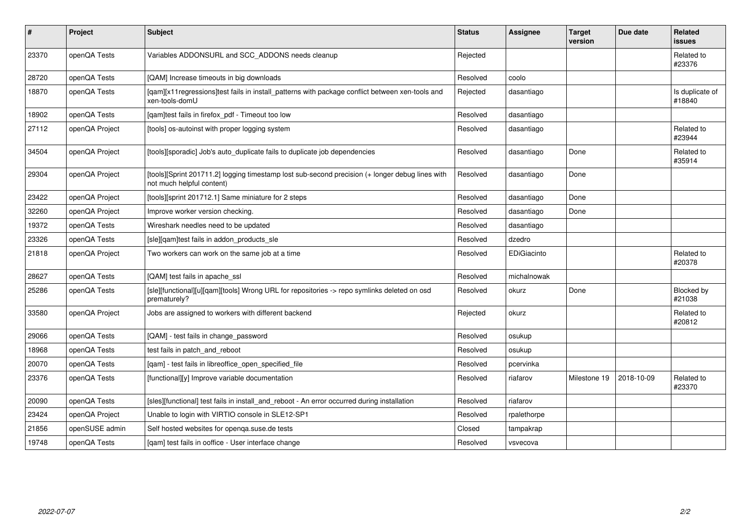| # | Project | Subject | Status | Assignee | Target version | Due date | Related issues |
|---|---|---|---|---|---|---|---|
| 23370 | openQA Tests | Variables ADDONSURL and SCC_ADDONS needs cleanup | Rejected | | | | Related to #23376 |
| 28720 | openQA Tests | [QAM] Increase timeouts in big downloads | Resolved | coolo | | | |
| 18870 | openQA Tests | [qam][x11regressions]test fails in install_patterns with package conflict between xen-tools and xen-tools-domU | Rejected | dasantiago | | | Is duplicate of #18840 |
| 18902 | openQA Tests | [qam]test fails in firefox_pdf - Timeout too low | Resolved | dasantiago | | | |
| 27112 | openQA Project | [tools] os-autoinst with proper logging system | Resolved | dasantiago | | | Related to #23944 |
| 34504 | openQA Project | [tools][sporadic] Job's auto_duplicate fails to duplicate job dependencies | Resolved | dasantiago | Done | | Related to #35914 |
| 29304 | openQA Project | [tools][Sprint 201711.2] logging timestamp lost sub-second precision (+ longer debug lines with not much helpful content) | Resolved | dasantiago | Done | | |
| 23422 | openQA Project | [tools][sprint 201712.1] Same miniature for 2 steps | Resolved | dasantiago | Done | | |
| 32260 | openQA Project | Improve worker version checking. | Resolved | dasantiago | Done | | |
| 19372 | openQA Tests | Wireshark needles need to be updated | Resolved | dasantiago | | | |
| 23326 | openQA Tests | [sle][qam]test fails in addon_products_sle | Resolved | dzedro | | | |
| 21818 | openQA Project | Two workers can work on the same job at a time | Resolved | EDiGiacinto | | | Related to #20378 |
| 28627 | openQA Tests | [QAM] test fails in apache_ssl | Resolved | michalnowak | | | |
| 25286 | openQA Tests | [sle][functional][u][qam][tools] Wrong URL for repositories -> repo symlinks deleted on osd prematurely? | Resolved | okurz | Done | | Blocked by #21038 |
| 33580 | openQA Project | Jobs are assigned to workers with different backend | Rejected | okurz | | | Related to #20812 |
| 29066 | openQA Tests | [QAM] - test fails in change_password | Resolved | osukup | | | |
| 18968 | openQA Tests | test fails in patch_and_reboot | Resolved | osukup | | | |
| 20070 | openQA Tests | [qam] - test fails in libreoffice_open_specified_file | Resolved | pcervinka | | | |
| 23376 | openQA Tests | [functional][y] Improve variable documentation | Resolved | riafarov | Milestone 19 | 2018-10-09 | Related to #23370 |
| 20090 | openQA Tests | [sles][functional] test fails in install_and_reboot - An error occurred during installation | Resolved | riafarov | | | |
| 23424 | openQA Project | Unable to login with VIRTIO console in SLE12-SP1 | Resolved | rpalethorpe | | | |
| 21856 | openSUSE admin | Self hosted websites for openqa.suse.de tests | Closed | tampakrap | | | |
| 19748 | openQA Tests | [qam] test fails in ooffice - User interface change | Resolved | vsvecova | | | |